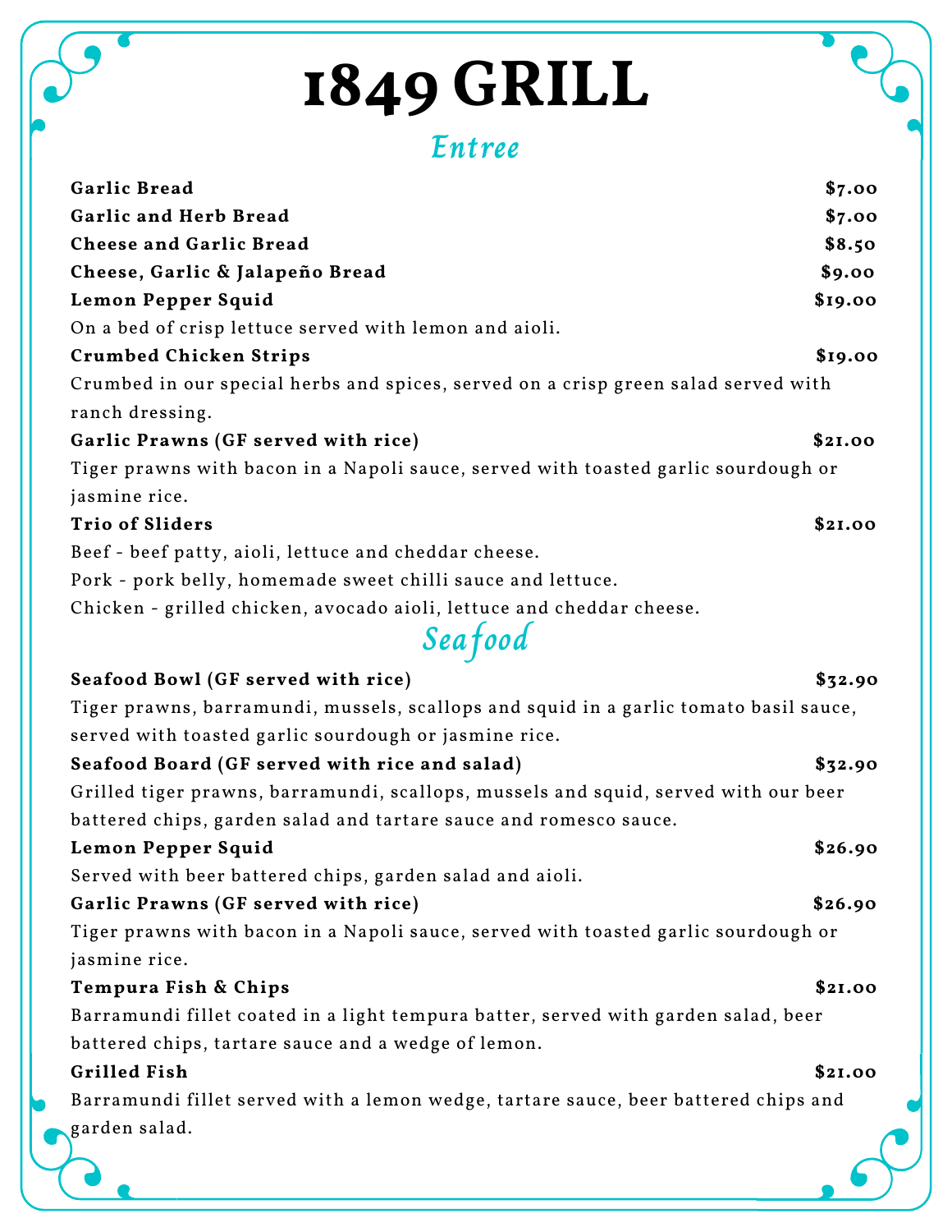# 1849 GRILL

## Entree

**Garlic Bread** **$7.00**

**Garlic and Herb Bread** **$7.00**

**Cheese and Garlic Bread** **$8.50**

**Cheese, Garlic & Jalapeño Bread** **$9.00**

**Lemon Pepper Squid** **$19.00**
On a bed of crisp lettuce served with lemon and aioli.

**Crumbed Chicken Strips** **$19.00**
Crumbed in our special herbs and spices, served on a crisp green salad served with ranch dressing.

**Garlic Prawns (GF served with rice)** **$21.00**
Tiger prawns with bacon in a Napoli sauce, served with toasted garlic sourdough or jasmine rice.

**Trio of Sliders** **$21.00**
Beef - beef patty, aioli, lettuce and cheddar cheese.
Pork - pork belly, homemade sweet chilli sauce and lettuce.
Chicken - grilled chicken, avocado aioli, lettuce and cheddar cheese.

## Seafood

**Seafood Bowl (GF served with rice)** **$32.90**
Tiger prawns, barramundi, mussels, scallops and squid in a garlic tomato basil sauce, served with toasted garlic sourdough or jasmine rice.

**Seafood Board (GF served with rice and salad)** **$32.90**
Grilled tiger prawns, barramundi, scallops, mussels and squid, served with our beer battered chips, garden salad and tartare sauce and romesco sauce.

**Lemon Pepper Squid** **$26.90**
Served with beer battered chips, garden salad and aioli.

**Garlic Prawns (GF served with rice)** **$26.90**
Tiger prawns with bacon in a Napoli sauce, served with toasted garlic sourdough or jasmine rice.

**Tempura Fish & Chips** **$21.00**
Barramundi fillet coated in a light tempura batter, served with garden salad, beer battered chips, tartare sauce and a wedge of lemon.

**Grilled Fish** **$21.00**
Barramundi fillet served with a lemon wedge, tartare sauce, beer battered chips and garden salad.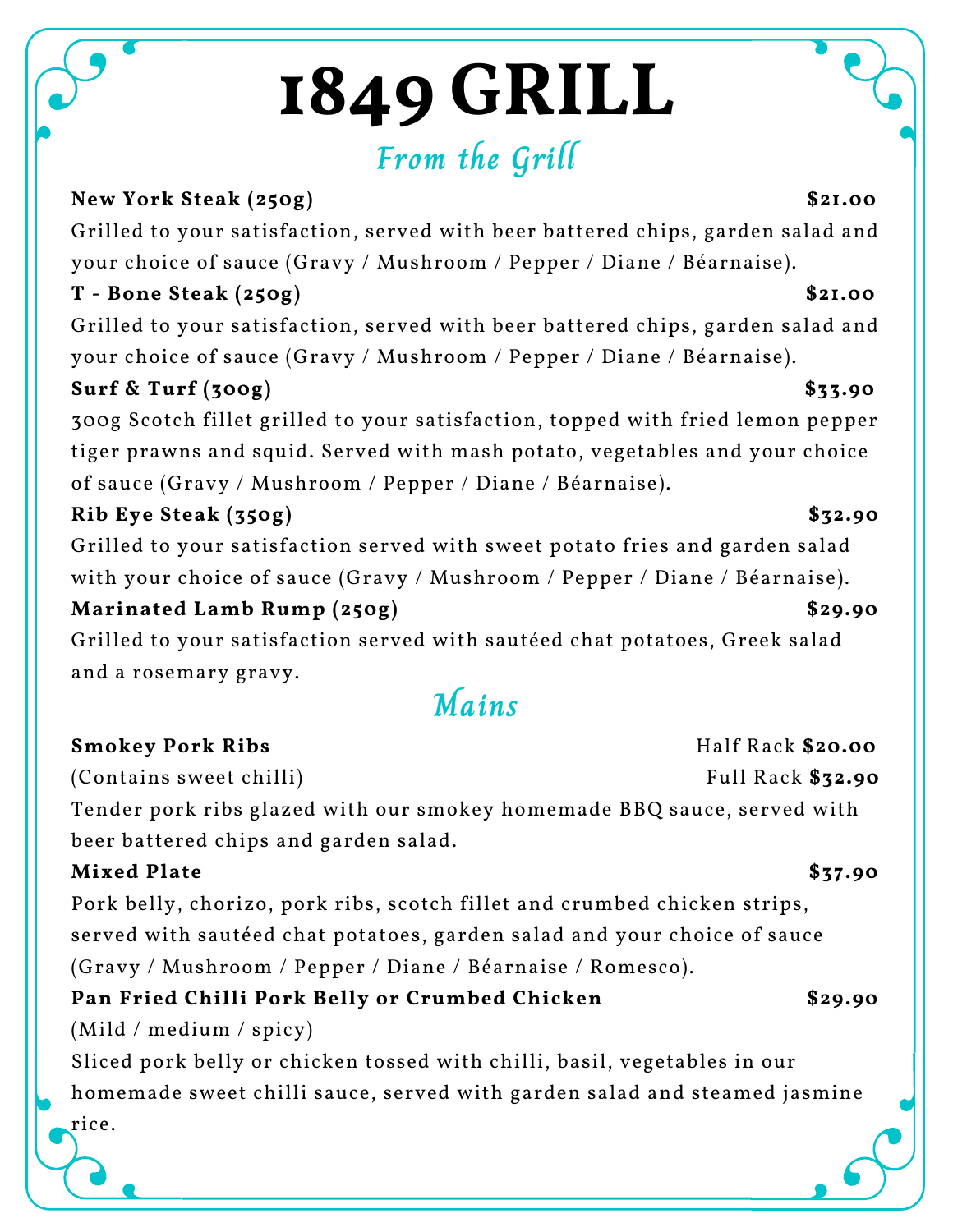# 1849 GRILL

## *From the Grill*

**New York Steak (250g)** **$21.00**

Grilled to your satisfaction, served with beer battered chips, garden salad and your choice of sauce (Gravy / Mushroom / Pepper / Diane / Béarnaise).

**T - Bone Steak (250g)** **$21.00**

Grilled to your satisfaction, served with beer battered chips, garden salad and your choice of sauce (Gravy / Mushroom / Pepper / Diane / Béarnaise).

**Surf & Turf (300g)** **$33.90**

300g Scotch fillet grilled to your satisfaction, topped with fried lemon pepper tiger prawns and squid. Served with mash potato, vegetables and your choice of sauce (Gravy / Mushroom / Pepper / Diane / Béarnaise).

**Rib Eye Steak (350g)** **$32.90**

Grilled to your satisfaction served with sweet potato fries and garden salad with your choice of sauce (Gravy / Mushroom / Pepper / Diane / Béarnaise).

**Marinated Lamb Rump (250g)** **$29.90**

Grilled to your satisfaction served with sautéed chat potatoes, Greek salad and a rosemary gravy.

## *Mains*

**Smokey Pork Ribs** Half Rack **$20.00**

(Contains sweet chilli) Full Rack **$32.90**

Tender pork ribs glazed with our smokey homemade BBQ sauce, served with beer battered chips and garden salad.

**Mixed Plate** **$37.90**

Pork belly, chorizo, pork ribs, scotch fillet and crumbed chicken strips, served with sautéed chat potatoes, garden salad and your choice of sauce (Gravy / Mushroom / Pepper / Diane / Béarnaise / Romesco).

**Pan Fried Chilli Pork Belly or Crumbed Chicken** **$29.90**

(Mild / medium / spicy)

Sliced pork belly or chicken tossed with chilli, basil, vegetables in our homemade sweet chilli sauce, served with garden salad and steamed jasmine rice.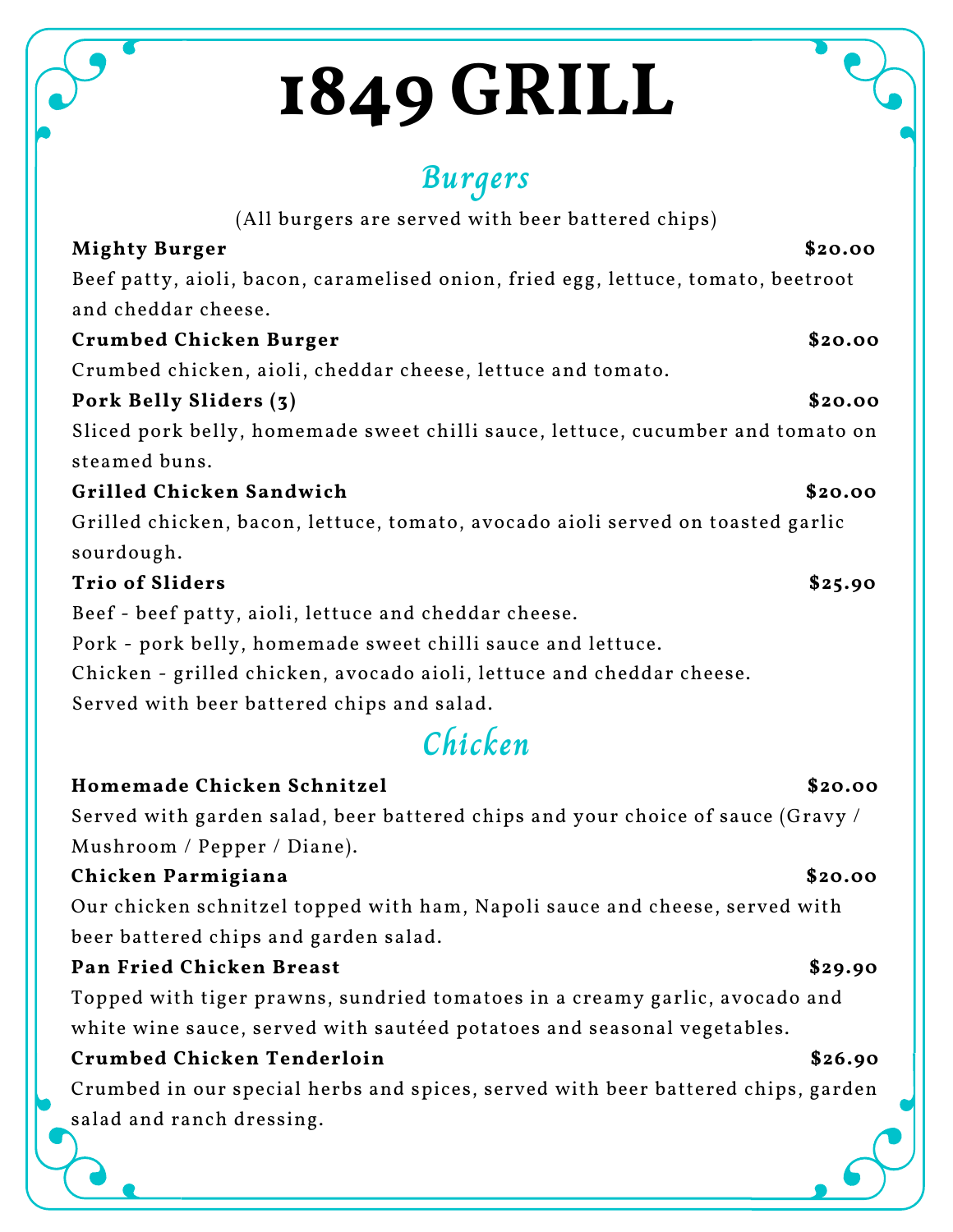# 1849 GRILL

## *Burgers*

(All burgers are served with beer battered chips)

**Mighty Burger** **$20.00**

Beef patty, aioli, bacon, caramelised onion, fried egg, lettuce, tomato, beetroot and cheddar cheese.

**Crumbed Chicken Burger** **$20.00**

Crumbed chicken, aioli, cheddar cheese, lettuce and tomato.

**Pork Belly Sliders (3)** **$20.00**

Sliced pork belly, homemade sweet chilli sauce, lettuce, cucumber and tomato on steamed buns.

**Grilled Chicken Sandwich** **$20.00**

Grilled chicken, bacon, lettuce, tomato, avocado aioli served on toasted garlic sourdough.

**Trio of Sliders** **$25.90**

Beef - beef patty, aioli, lettuce and cheddar cheese.
Pork - pork belly, homemade sweet chilli sauce and lettuce.
Chicken - grilled chicken, avocado aioli, lettuce and cheddar cheese.
Served with beer battered chips and salad.

## *Chicken*

**Homemade Chicken Schnitzel** **$20.00**

Served with garden salad, beer battered chips and your choice of sauce (Gravy / Mushroom / Pepper / Diane).

**Chicken Parmigiana** **$20.00**

Our chicken schnitzel topped with ham, Napoli sauce and cheese, served with beer battered chips and garden salad.

**Pan Fried Chicken Breast** **$29.90**

Topped with tiger prawns, sundried tomatoes in a creamy garlic, avocado and white wine sauce, served with sautéed potatoes and seasonal vegetables.

**Crumbed Chicken Tenderloin** **$26.90**

Crumbed in our special herbs and spices, served with beer battered chips, garden salad and ranch dressing.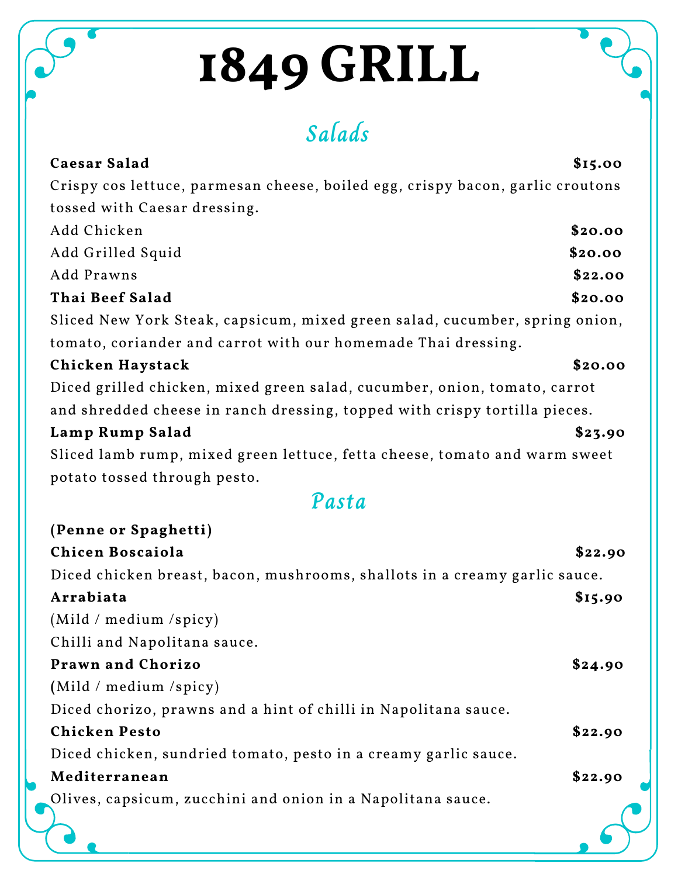# 1849 GRILL

## *Salads*

**Caesar Salad** **$15.00**

Crispy cos lettuce, parmesan cheese, boiled egg, crispy bacon, garlic croutons tossed with Caesar dressing.

Add Chicken **$20.00**

Add Grilled Squid **$20.00**

Add Prawns **$22.00**

**Thai Beef Salad** **$20.00**

Sliced New York Steak, capsicum, mixed green salad, cucumber, spring onion, tomato, coriander and carrot with our homemade Thai dressing.

**Chicken Haystack** **$20.00**

Diced grilled chicken, mixed green salad, cucumber, onion, tomato, carrot and shredded cheese in ranch dressing, topped with crispy tortilla pieces.

**Lamp Rump Salad** **$23.90**

Sliced lamb rump, mixed green lettuce, fetta cheese, tomato and warm sweet potato tossed through pesto.

## *Pasta*

**(Penne or Spaghetti)**

**Chicen Boscaiola** **$22.90**

Diced chicken breast, bacon, mushrooms, shallots in a creamy garlic sauce.

**Arrabiata** **$15.90**

(Mild / medium /spicy)

Chilli and Napolitana sauce.

**Prawn and Chorizo** **$24.90**

(Mild / medium /spicy)

Diced chorizo, prawns and a hint of chilli in Napolitana sauce.

**Chicken Pesto** **$22.90**

Diced chicken, sundried tomato, pesto in a creamy garlic sauce.

**Mediterranean** **$22.90**

Olives, capsicum, zucchini and onion in a Napolitana sauce.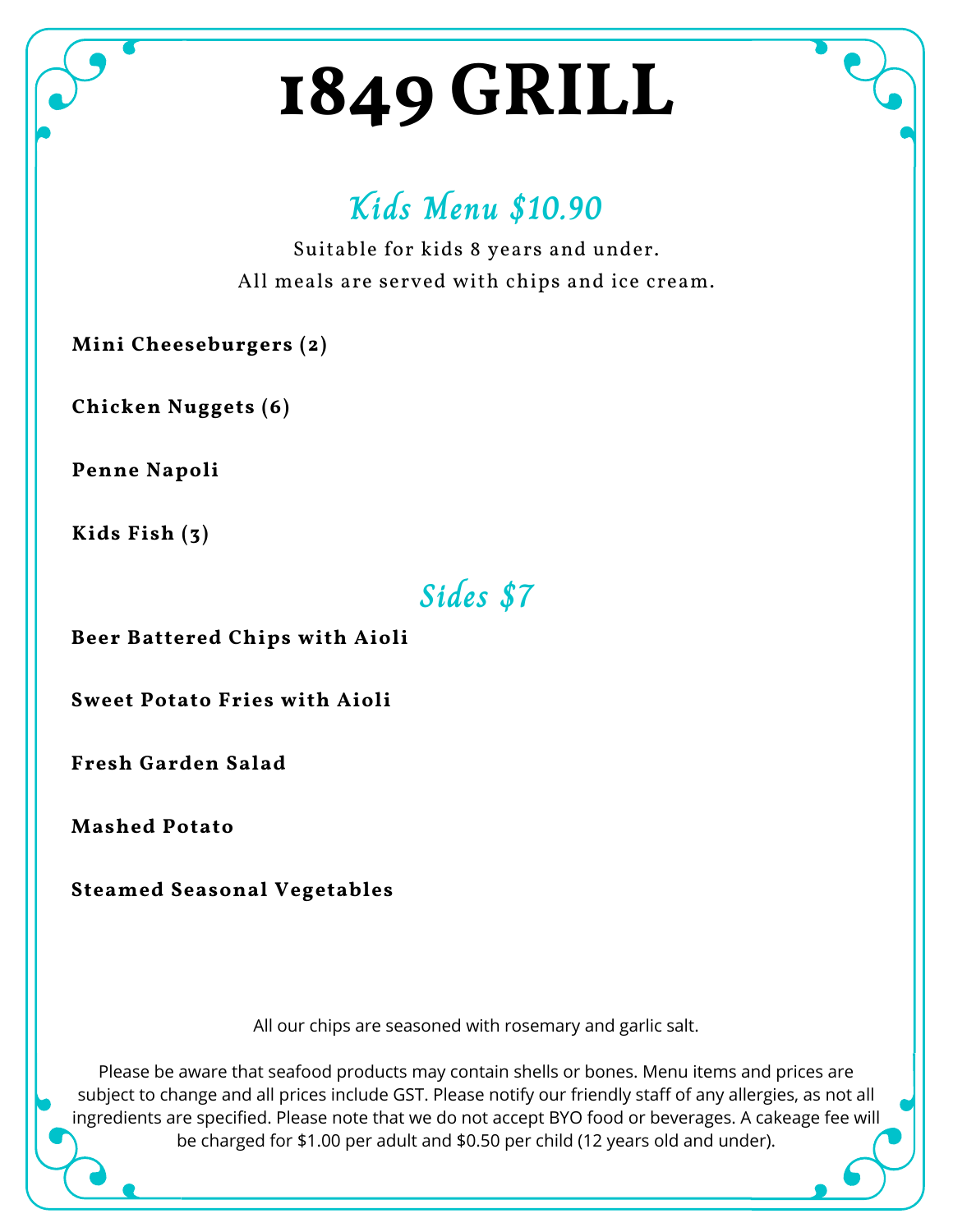# 1849 GRILL

## *Kids Menu $10.90*

Suitable for kids 8 years and under.

All meals are served with chips and ice cream.

**Mini Cheeseburgers (2)**

**Chicken Nuggets (6)**

**Penne Napoli**

**Kids Fish (3)**

## *Sides $7*

**Beer Battered Chips with Aioli**

**Sweet Potato Fries with Aioli**

**Fresh Garden Salad**

**Mashed Potato**

**Steamed Seasonal Vegetables**

All our chips are seasoned with rosemary and garlic salt.

Please be aware that seafood products may contain shells or bones. Menu items and prices are subject to change and all prices include GST. Please notify our friendly staff of any allergies, as not all ingredients are specified. Please note that we do not accept BYO food or beverages. A cakeage fee will be charged for $1.00 per adult and $0.50 per child (12 years old and under).